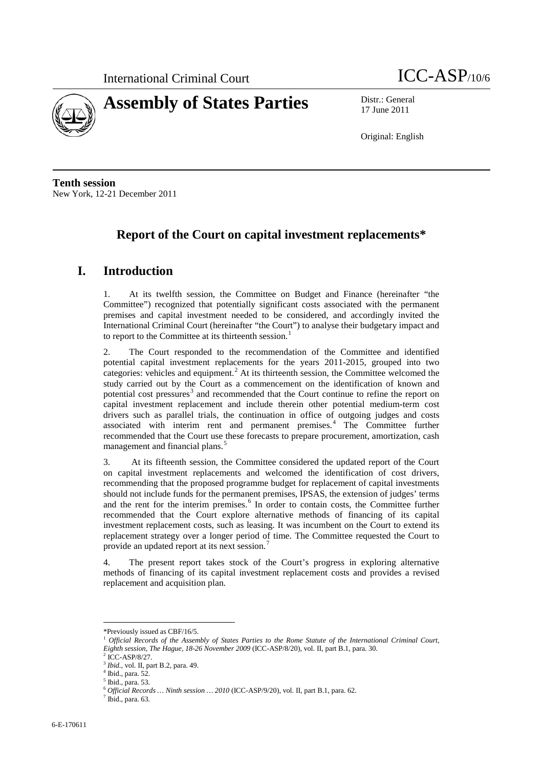International Criminal Court

ICC-ASP/10/6

# Assembly of States Parties

Distr.: General
17 June 2011

Original: English

**Tenth session**
New York, 12-21 December 2011

## Report of the Court on capital investment replacements*

## I. Introduction

1. At its twelfth session, the Committee on Budget and Finance (hereinafter "the Committee") recognized that potentially significant costs associated with the permanent premises and capital investment needed to be considered, and accordingly invited the International Criminal Court (hereinafter "the Court") to analyse their budgetary impact and to report to the Committee at its thirteenth session.[1]

2. The Court responded to the recommendation of the Committee and identified potential capital investment replacements for the years 2011-2015, grouped into two categories: vehicles and equipment.[2] At its thirteenth session, the Committee welcomed the study carried out by the Court as a commencement on the identification of known and potential cost pressures[3] and recommended that the Court continue to refine the report on capital investment replacement and include therein other potential medium-term cost drivers such as parallel trials, the continuation in office of outgoing judges and costs associated with interim rent and permanent premises.[4] The Committee further recommended that the Court use these forecasts to prepare procurement, amortization, cash management and financial plans.[5]

3. At its fifteenth session, the Committee considered the updated report of the Court on capital investment replacements and welcomed the identification of cost drivers, recommending that the proposed programme budget for replacement of capital investments should not include funds for the permanent premises, IPSAS, the extension of judges' terms and the rent for the interim premises.[6] In order to contain costs, the Committee further recommended that the Court explore alternative methods of financing of its capital investment replacement costs, such as leasing. It was incumbent on the Court to extend its replacement strategy over a longer period of time. The Committee requested the Court to provide an updated report at its next session.[7]

4. The present report takes stock of the Court's progress in exploring alternative methods of financing of its capital investment replacement costs and provides a revised replacement and acquisition plan.

---

*Previously issued as CBF/16/5.

[1] *Official Records of the Assembly of States Parties to the Rome Statute of the International Criminal Court, Eighth session, The Hague, 18-26 November 2009* (ICC-ASP/8/20), vol. II, part B.1, para. 30.

[2] ICC-ASP/8/27.

[3] *Ibid.*, vol. II, part B.2, para. 49.

[4] Ibid., para. 52.

[5] Ibid., para. 53.

[6] *Official Records … Ninth session … 2010* (ICC-ASP/9/20), vol. II, part B.1, para. 62.

[7] Ibid., para. 63.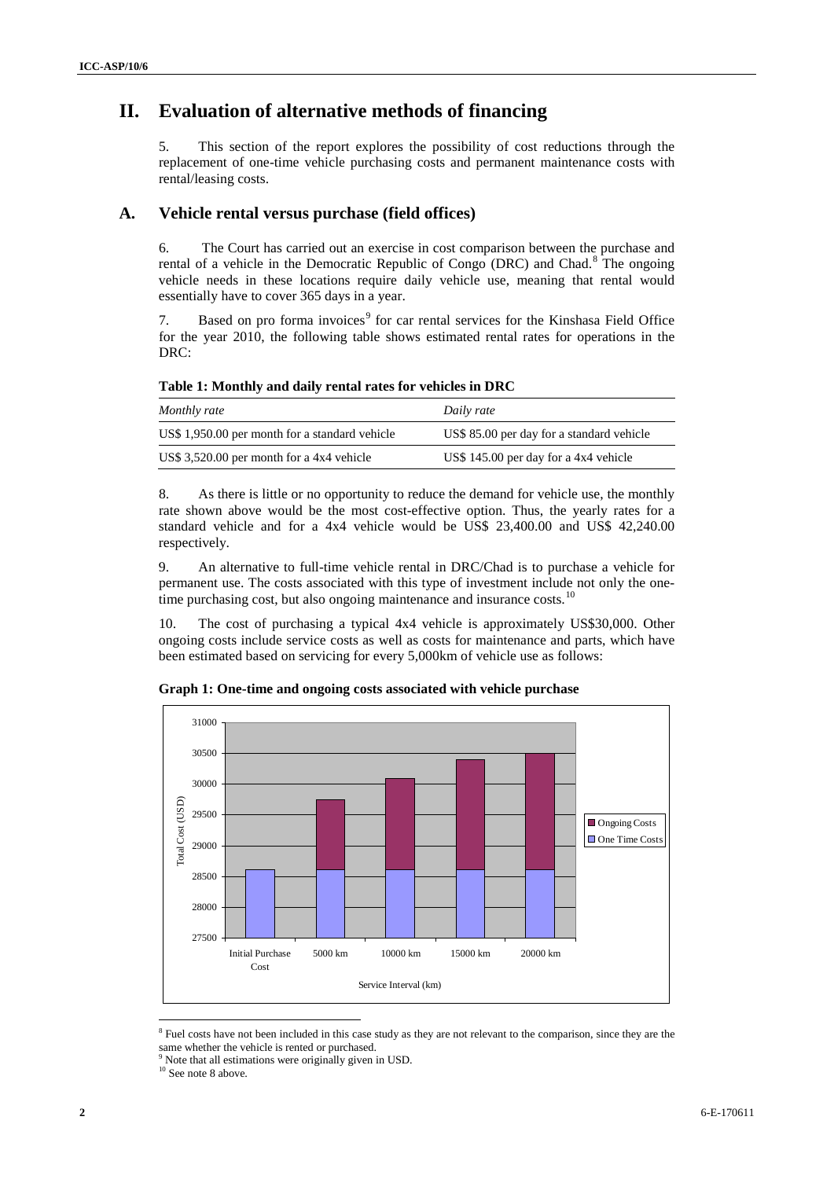# II. Evaluation of alternative methods of financing

5. This section of the report explores the possibility of cost reductions through the replacement of one-time vehicle purchasing costs and permanent maintenance costs with rental/leasing costs.

## A. Vehicle rental versus purchase (field offices)

6. The Court has carried out an exercise in cost comparison between the purchase and rental of a vehicle in the Democratic Republic of Congo (DRC) and Chad.[8] The ongoing vehicle needs in these locations require daily vehicle use, meaning that rental would essentially have to cover 365 days in a year.

7. Based on pro forma invoices[9] for car rental services for the Kinshasa Field Office for the year 2010, the following table shows estimated rental rates for operations in the DRC:

**Table 1: Monthly and daily rental rates for vehicles in DRC**

| *Monthly rate* | *Daily rate* |
|---|---|
| US$ 1,950.00 per month for a standard vehicle | US$ 85.00 per day for a standard vehicle |
| US$ 3,520.00 per month for a 4x4 vehicle | US$ 145.00 per day for a 4x4 vehicle |

8. As there is little or no opportunity to reduce the demand for vehicle use, the monthly rate shown above would be the most cost-effective option. Thus, the yearly rates for a standard vehicle and for a 4x4 vehicle would be US$ 23,400.00 and US$ 42,240.00 respectively.

9. An alternative to full-time vehicle rental in DRC/Chad is to purchase a vehicle for permanent use. The costs associated with this type of investment include not only the one-time purchasing cost, but also ongoing maintenance and insurance costs.[10]

10. The cost of purchasing a typical 4x4 vehicle is approximately US$30,000. Other ongoing costs include service costs as well as costs for maintenance and parts, which have been estimated based on servicing for every 5,000km of vehicle use as follows:

**Graph 1: One-time and ongoing costs associated with vehicle purchase**

[8] Fuel costs have not been included in this case study as they are not relevant to the comparison, since they are the same whether the vehicle is rented or purchased.

[9] Note that all estimations were originally given in USD.

[10] See note 8 above.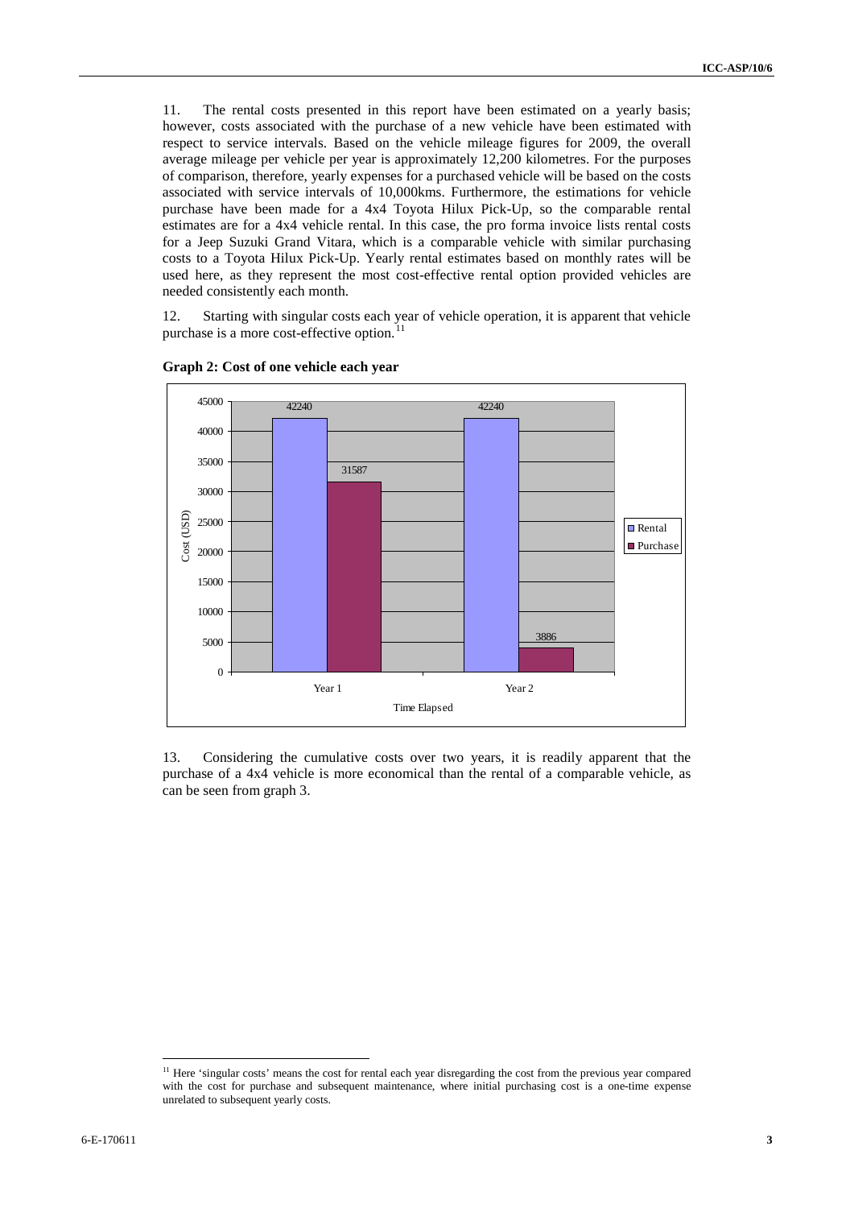11. The rental costs presented in this report have been estimated on a yearly basis; however, costs associated with the purchase of a new vehicle have been estimated with respect to service intervals. Based on the vehicle mileage figures for 2009, the overall average mileage per vehicle per year is approximately 12,200 kilometres. For the purposes of comparison, therefore, yearly expenses for a purchased vehicle will be based on the costs associated with service intervals of 10,000kms. Furthermore, the estimations for vehicle purchase have been made for a 4x4 Toyota Hilux Pick-Up, so the comparable rental estimates are for a 4x4 vehicle rental. In this case, the pro forma invoice lists rental costs for a Jeep Suzuki Grand Vitara, which is a comparable vehicle with similar purchasing costs to a Toyota Hilux Pick-Up. Yearly rental estimates based on monthly rates will be used here, as they represent the most cost-effective rental option provided vehicles are needed consistently each month.

12. Starting with singular costs each year of vehicle operation, it is apparent that vehicle purchase is a more cost-effective option.[11]

**Graph 2: Cost of one vehicle each year**

| Time Elapsed | Rental (Cost USD) | Purchase (Cost USD) |
| --- | --- | --- |
| Year 1 | 42240 | 31587 |
| Year 2 | 42240 | 3886 |

13. Considering the cumulative costs over two years, it is readily apparent that the purchase of a 4x4 vehicle is more economical than the rental of a comparable vehicle, as can be seen from graph 3.

[11] Here 'singular costs' means the cost for rental each year disregarding the cost from the previous year compared with the cost for purchase and subsequent maintenance, where initial purchasing cost is a one-time expense unrelated to subsequent yearly costs.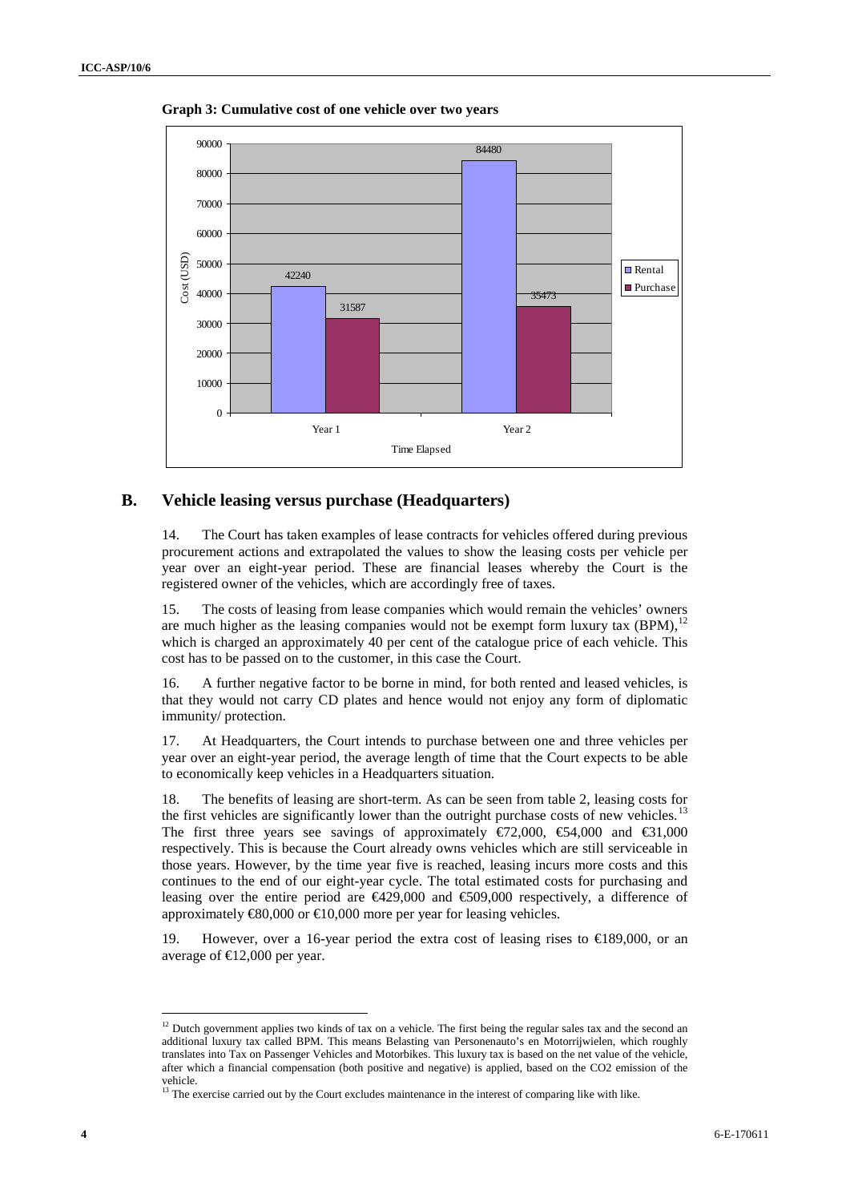**Graph 3: Cumulative cost of one vehicle over two years**

| Time Elapsed | Rental (Cost USD) | Purchase (Cost USD) |
|---|---|---|
| Year 1 | 42240 | 31587 |
| Year 2 | 84480 | 35473 |

## B. Vehicle leasing versus purchase (Headquarters)

14. The Court has taken examples of lease contracts for vehicles offered during previous procurement actions and extrapolated the values to show the leasing costs per vehicle per year over an eight-year period. These are financial leases whereby the Court is the registered owner of the vehicles, which are accordingly free of taxes.

15. The costs of leasing from lease companies which would remain the vehicles' owners are much higher as the leasing companies would not be exempt form luxury tax (BPM),[12] which is charged an approximately 40 per cent of the catalogue price of each vehicle. This cost has to be passed on to the customer, in this case the Court.

16. A further negative factor to be borne in mind, for both rented and leased vehicles, is that they would not carry CD plates and hence would not enjoy any form of diplomatic immunity/ protection.

17. At Headquarters, the Court intends to purchase between one and three vehicles per year over an eight-year period, the average length of time that the Court expects to be able to economically keep vehicles in a Headquarters situation.

18. The benefits of leasing are short-term. As can be seen from table 2, leasing costs for the first vehicles are significantly lower than the outright purchase costs of new vehicles.[13] The first three years see savings of approximately €72,000, €54,000 and €31,000 respectively. This is because the Court already owns vehicles which are still serviceable in those years. However, by the time year five is reached, leasing incurs more costs and this continues to the end of our eight-year cycle. The total estimated costs for purchasing and leasing over the entire period are €429,000 and €509,000 respectively, a difference of approximately €80,000 or €10,000 more per year for leasing vehicles.

19. However, over a 16-year period the extra cost of leasing rises to €189,000, or an average of €12,000 per year.

---

[12] Dutch government applies two kinds of tax on a vehicle. The first being the regular sales tax and the second an additional luxury tax called BPM. This means Belasting van Personenauto's en Motorrijwielen, which roughly translates into Tax on Passenger Vehicles and Motorbikes. This luxury tax is based on the net value of the vehicle, after which a financial compensation (both positive and negative) is applied, based on the CO2 emission of the vehicle.

[13] The exercise carried out by the Court excludes maintenance in the interest of comparing like with like.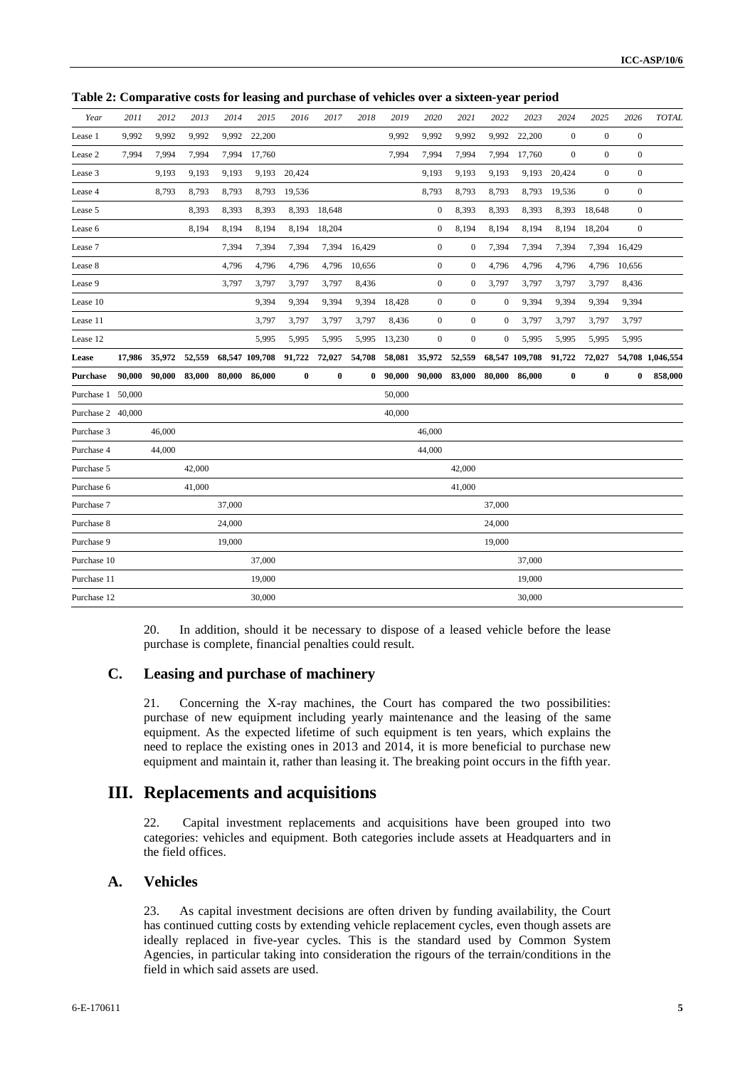**Table 2: Comparative costs for leasing and purchase of vehicles over a sixteen-year period**

| *Year* | *2011* | *2012* | *2013* | *2014* | *2015* | *2016* | *2017* | *2018* | *2019* | *2020* | *2021* | *2022* | *2023* | *2024* | *2025* | *2026* | *TOTAL* |
|---|---|---|---|---|---|---|---|---|---|---|---|---|---|---|---|---|---|
| Lease 1 | 9,992 | 9,992 | 9,992 | 9,992 | 22,200 | | | | 9,992 | 9,992 | 9,992 | 9,992 | 22,200 | 0 | 0 | 0 | |
| Lease 2 | 7,994 | 7,994 | 7,994 | 7,994 | 17,760 | | | | 7,994 | 7,994 | 7,994 | 7,994 | 17,760 | 0 | 0 | 0 | |
| Lease 3 | | 9,193 | 9,193 | 9,193 | 9,193 | 20,424 | | | | 9,193 | 9,193 | 9,193 | 9,193 | 20,424 | 0 | 0 | |
| Lease 4 | | 8,793 | 8,793 | 8,793 | 8,793 | 19,536 | | | | 8,793 | 8,793 | 8,793 | 8,793 | 19,536 | 0 | 0 | |
| Lease 5 | | | 8,393 | 8,393 | 8,393 | 8,393 | 18,648 | | | 0 | 8,393 | 8,393 | 8,393 | 8,393 | 18,648 | 0 | |
| Lease 6 | | | 8,194 | 8,194 | 8,194 | 8,194 | 18,204 | | | 0 | 8,194 | 8,194 | 8,194 | 8,194 | 18,204 | 0 | |
| Lease 7 | | | | 7,394 | 7,394 | 7,394 | 7,394 | 16,429 | | 0 | 0 | 7,394 | 7,394 | 7,394 | 7,394 | 16,429 | |
| Lease 8 | | | | 4,796 | 4,796 | 4,796 | 4,796 | 10,656 | | 0 | 0 | 4,796 | 4,796 | 4,796 | 4,796 | 10,656 | |
| Lease 9 | | | | 3,797 | 3,797 | 3,797 | 3,797 | 8,436 | | 0 | 0 | 3,797 | 3,797 | 3,797 | 3,797 | 8,436 | |
| Lease 10 | | | | | 9,394 | 9,394 | 9,394 | 9,394 | 18,428 | 0 | 0 | 0 | 9,394 | 9,394 | 9,394 | 9,394 | |
| Lease 11 | | | | | 3,797 | 3,797 | 3,797 | 3,797 | 8,436 | 0 | 0 | 0 | 3,797 | 3,797 | 3,797 | 3,797 | |
| Lease 12 | | | | | 5,995 | 5,995 | 5,995 | 5,995 | 13,230 | 0 | 0 | 0 | 5,995 | 5,995 | 5,995 | 5,995 | |
| **Lease** | **17,986** | **35,972** | **52,559** | **68,547** | **109,708** | **91,722** | **72,027** | **54,708** | **58,081** | **35,972** | **52,559** | **68,547** | **109,708** | **91,722** | **72,027** | **54,708** | **1,046,554** |
| **Purchase** | **90,000** | **90,000** | **83,000** | **80,000** | **86,000** | **0** | **0** | **0** | **90,000** | **90,000** | **83,000** | **80,000** | **86,000** | **0** | **0** | **0** | **858,000** |
| Purchase 1 | 50,000 | | | | | | | | 50,000 | | | | | | | | |
| Purchase 2 | 40,000 | | | | | | | | 40,000 | | | | | | | | |
| Purchase 3 | | 46,000 | | | | | | | | 46,000 | | | | | | | |
| Purchase 4 | | 44,000 | | | | | | | | 44,000 | | | | | | | |
| Purchase 5 | | | 42,000 | | | | | | | | 42,000 | | | | | | |
| Purchase 6 | | | 41,000 | | | | | | | | 41,000 | | | | | | |
| Purchase 7 | | | | 37,000 | | | | | | | | 37,000 | | | | | |
| Purchase 8 | | | | 24,000 | | | | | | | | 24,000 | | | | | |
| Purchase 9 | | | | 19,000 | | | | | | | | 19,000 | | | | | |
| Purchase 10 | | | | | 37,000 | | | | | | | | 37,000 | | | | |
| Purchase 11 | | | | | 19,000 | | | | | | | | 19,000 | | | | |
| Purchase 12 | | | | | 30,000 | | | | | | | | 30,000 | | | | |

20. In addition, should it be necessary to dispose of a leased vehicle before the lease purchase is complete, financial penalties could result.

## C. Leasing and purchase of machinery

21. Concerning the X-ray machines, the Court has compared the two possibilities: purchase of new equipment including yearly maintenance and the leasing of the same equipment. As the expected lifetime of such equipment is ten years, which explains the need to replace the existing ones in 2013 and 2014, it is more beneficial to purchase new equipment and maintain it, rather than leasing it. The breaking point occurs in the fifth year.

# III. Replacements and acquisitions

22. Capital investment replacements and acquisitions have been grouped into two categories: vehicles and equipment. Both categories include assets at Headquarters and in the field offices.

## A. Vehicles

23. As capital investment decisions are often driven by funding availability, the Court has continued cutting costs by extending vehicle replacement cycles, even though assets are ideally replaced in five-year cycles. This is the standard used by Common System Agencies, in particular taking into consideration the rigours of the terrain/conditions in the field in which said assets are used.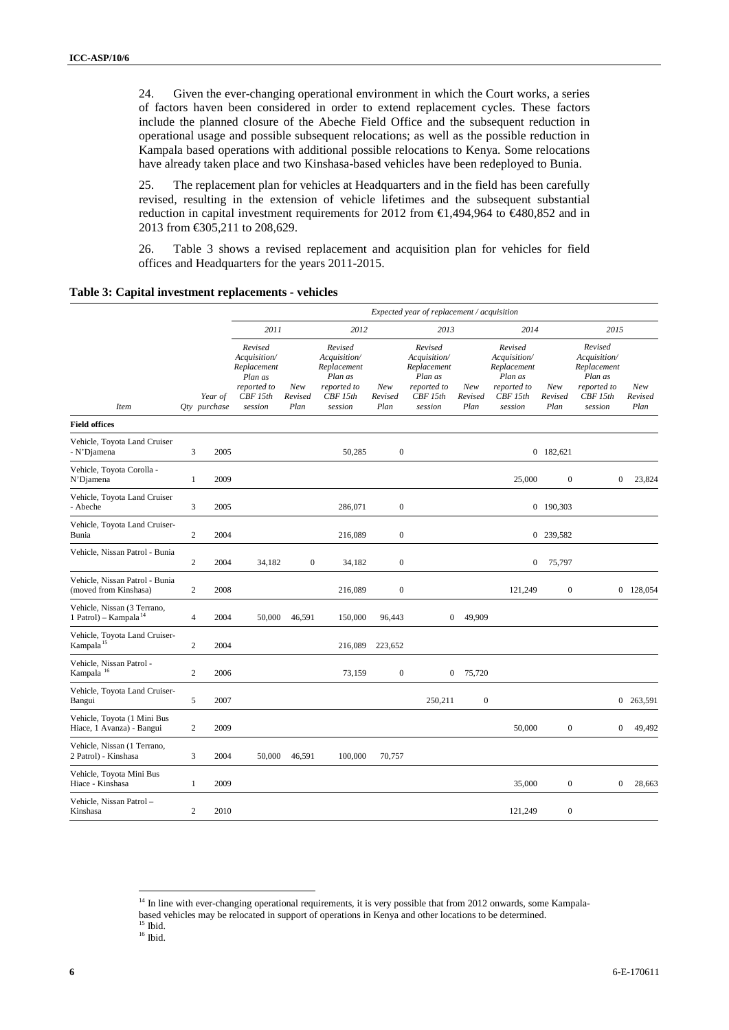24. Given the ever-changing operational environment in which the Court works, a series of factors haven been considered in order to extend replacement cycles. These factors include the planned closure of the Abeche Field Office and the subsequent reduction in operational usage and possible subsequent relocations; as well as the possible reduction in Kampala based operations with additional possible relocations to Kenya. Some relocations have already taken place and two Kinshasa-based vehicles have been redeployed to Bunia.

25. The replacement plan for vehicles at Headquarters and in the field has been carefully revised, resulting in the extension of vehicle lifetimes and the subsequent substantial reduction in capital investment requirements for 2012 from €1,494,964 to €480,852 and in 2013 from €305,211 to 208,629.

26. Table 3 shows a revised replacement and acquisition plan for vehicles for field offices and Headquarters for the years 2011-2015.

**Table 3: Capital investment replacements - vehicles**

| | | | *Expected year of replacement / acquisition* | | | | | | | | | |
|---|---|---|---|---|---|---|---|---|---|---|---|---|
| | | | *2011* | | *2012* | | *2013* | | *2014* | | *2015* | |
| *Item* | *Qty* | *Year of purchase* | *Revised Acquisition/ Replacement Plan as reported to CBF 15th session* | *New Revised Plan* | *Revised Acquisition/ Replacement Plan as reported to CBF 15th session* | *New Revised Plan* | *Revised Acquisition/ Replacement Plan as reported to CBF 15th session* | *New Revised Plan* | *Revised Acquisition/ Replacement Plan as reported to CBF 15th session* | *New Revised Plan* | *Revised Acquisition/ Replacement Plan as reported to CBF 15th session* | *New Revised Plan* |
| **Field offices** | | | | | | | | | | | | |
| Vehicle, Toyota Land Cruiser - N'Djamena | 3 | 2005 | | | 50,285 | 0 | | | 0 | 182,621 | | |
| Vehicle, Toyota Corolla - N'Djamena | 1 | 2009 | | | | | | | 25,000 | 0 | 0 | 23,824 |
| Vehicle, Toyota Land Cruiser - Abeche | 3 | 2005 | | | 286,071 | 0 | | | 0 | 190,303 | | |
| Vehicle, Toyota Land Cruiser- Bunia | 2 | 2004 | | | 216,089 | 0 | | | 0 | 239,582 | | |
| Vehicle, Nissan Patrol - Bunia | 2 | 2004 | 34,182 | 0 | 34,182 | 0 | | | 0 | 75,797 | | |
| Vehicle, Nissan Patrol - Bunia (moved from Kinshasa) | 2 | 2008 | | | 216,089 | 0 | | | 121,249 | 0 | 0 | 128,054 |
| Vehicle, Nissan (3 Terrano, 1 Patrol) – Kampala[14] | 4 | 2004 | 50,000 | 46,591 | 150,000 | 96,443 | 0 | 49,909 | | | | |
| Vehicle, Toyota Land Cruiser- Kampala[15] | 2 | 2004 | | | 216,089 | 223,652 | | | | | | |
| Vehicle, Nissan Patrol - Kampala[16] | 2 | 2006 | | | 73,159 | 0 | 0 | 75,720 | | | | |
| Vehicle, Toyota Land Cruiser- Bangui | 5 | 2007 | | | | | 250,211 | 0 | | | 0 | 263,591 |
| Vehicle, Toyota (1 Mini Bus Hiace, 1 Avanza) - Bangui | 2 | 2009 | | | | | | | 50,000 | 0 | 0 | 49,492 |
| Vehicle, Nissan (1 Terrano, 2 Patrol) - Kinshasa | 3 | 2004 | 50,000 | 46,591 | 100,000 | 70,757 | | | | | | |
| Vehicle, Toyota Mini Bus Hiace - Kinshasa | 1 | 2009 | | | | | | | 35,000 | 0 | 0 | 28,663 |
| Vehicle, Nissan Patrol – Kinshasa | 2 | 2010 | | | | | | | 121,249 | 0 | | |

[14] In line with ever-changing operational requirements, it is very possible that from 2012 onwards, some Kampala-based vehicles may be relocated in support of operations in Kenya and other locations to be determined.
[15] Ibid.
[16] Ibid.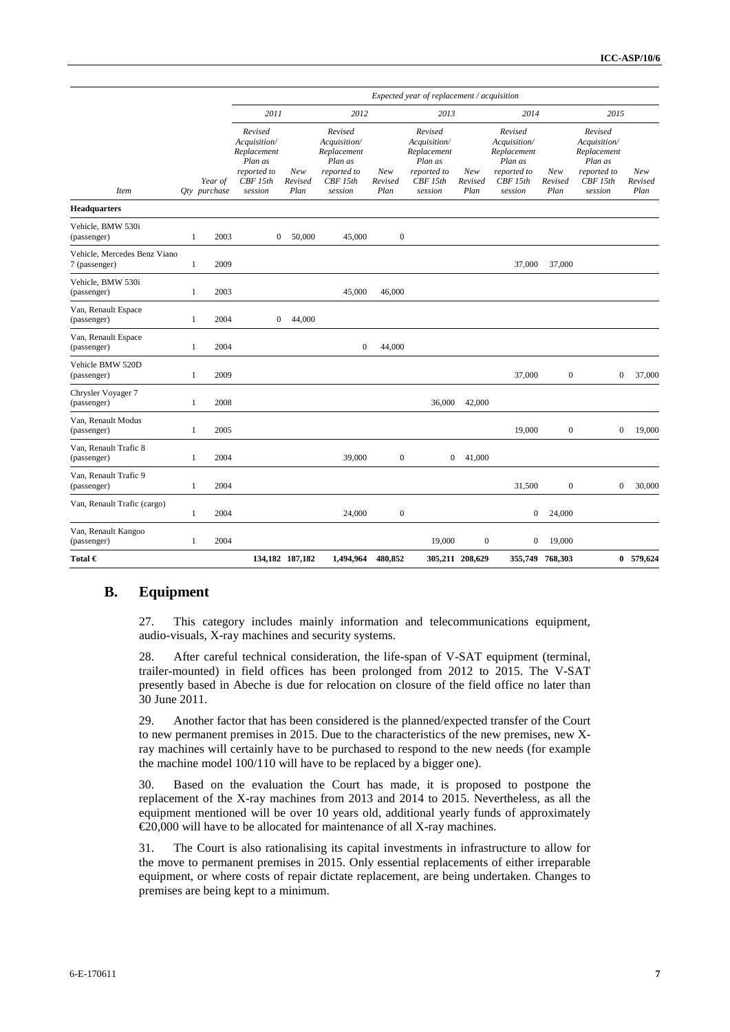| Item | Qty | Year of purchase | Expected year of replacement / acquisition | | | | | | | | | |
|---|---|---|---|---|---|---|---|---|---|---|---|---|
| | | | 2011 | | 2012 | | 2013 | | 2014 | | 2015 | |
| | | | Revised Acquisition/ Replacement Plan as reported to CBF 15th session | New Revised Plan | Revised Acquisition/ Replacement Plan as reported to CBF 15th session | New Revised Plan | Revised Acquisition/ Replacement Plan as reported to CBF 15th session | New Revised Plan | Revised Acquisition/ Replacement Plan as reported to CBF 15th session | New Revised Plan | Revised Acquisition/ Replacement Plan as reported to CBF 15th session | New Revised Plan |
| **Headquarters** | | | | | | | | | | | | |
| Vehicle, BMW 530i (passenger) | 1 | 2003 | 0 | 50,000 | 45,000 | 0 | | | | | | |
| Vehicle, Mercedes Benz Viano 7 (passenger) | 1 | 2009 | | | | | | | 37,000 | 37,000 | | |
| Vehicle, BMW 530i (passenger) | 1 | 2003 | | | 45,000 | 46,000 | | | | | | |
| Van, Renault Espace (passenger) | 1 | 2004 | 0 | 44,000 | | | | | | | | |
| Van, Renault Espace (passenger) | 1 | 2004 | | | 0 | 44,000 | | | | | | |
| Vehicle BMW 520D (passenger) | 1 | 2009 | | | | | | | 37,000 | 0 | 0 | 37,000 |
| Chrysler Voyager 7 (passenger) | 1 | 2008 | | | | | 36,000 | 42,000 | | | | |
| Van, Renault Modus (passenger) | 1 | 2005 | | | | | | | 19,000 | 0 | 0 | 19,000 |
| Van, Renault Trafic 8 (passenger) | 1 | 2004 | | | 39,000 | 0 | 0 | 41,000 | | | | |
| Van, Renault Trafic 9 (passenger) | 1 | 2004 | | | | | | | 31,500 | 0 | 0 | 30,000 |
| Van, Renault Trafic (cargo) | 1 | 2004 | | | 24,000 | 0 | | | 0 | 24,000 | | |
| Van, Renault Kangoo (passenger) | 1 | 2004 | | | | | 19,000 | 0 | 0 | 19,000 | | |
| **Total €** | | | **134,182** | **187,182** | **1,494,964** | **480,852** | **305,211** | **208,629** | **355,749** | **768,303** | **0** | **579,624** |

## B. Equipment

27. This category includes mainly information and telecommunications equipment, audio-visuals, X-ray machines and security systems.

28. After careful technical consideration, the life-span of V-SAT equipment (terminal, trailer-mounted) in field offices has been prolonged from 2012 to 2015. The V-SAT presently based in Abeche is due for relocation on closure of the field office no later than 30 June 2011.

29. Another factor that has been considered is the planned/expected transfer of the Court to new permanent premises in 2015. Due to the characteristics of the new premises, new X-ray machines will certainly have to be purchased to respond to the new needs (for example the machine model 100/110 will have to be replaced by a bigger one).

30. Based on the evaluation the Court has made, it is proposed to postpone the replacement of the X-ray machines from 2013 and 2014 to 2015. Nevertheless, as all the equipment mentioned will be over 10 years old, additional yearly funds of approximately €20,000 will have to be allocated for maintenance of all X-ray machines.

31. The Court is also rationalising its capital investments in infrastructure to allow for the move to permanent premises in 2015. Only essential replacements of either irreparable equipment, or where costs of repair dictate replacement, are being undertaken. Changes to premises are being kept to a minimum.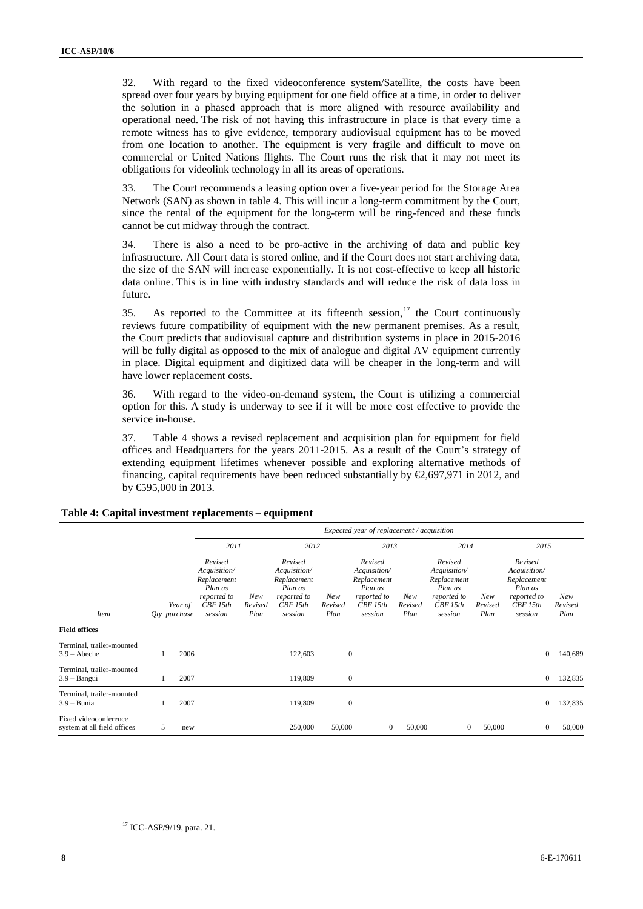32. With regard to the fixed videoconference system/Satellite, the costs have been spread over four years by buying equipment for one field office at a time, in order to deliver the solution in a phased approach that is more aligned with resource availability and operational need. The risk of not having this infrastructure in place is that every time a remote witness has to give evidence, temporary audiovisual equipment has to be moved from one location to another. The equipment is very fragile and difficult to move on commercial or United Nations flights. The Court runs the risk that it may not meet its obligations for videolink technology in all its areas of operations.

33. The Court recommends a leasing option over a five-year period for the Storage Area Network (SAN) as shown in table 4. This will incur a long-term commitment by the Court, since the rental of the equipment for the long-term will be ring-fenced and these funds cannot be cut midway through the contract.

34. There is also a need to be pro-active in the archiving of data and public key infrastructure. All Court data is stored online, and if the Court does not start archiving data, the size of the SAN will increase exponentially. It is not cost-effective to keep all historic data online. This is in line with industry standards and will reduce the risk of data loss in future.

35. As reported to the Committee at its fifteenth session,[17] the Court continuously reviews future compatibility of equipment with the new permanent premises. As a result, the Court predicts that audiovisual capture and distribution systems in place in 2015-2016 will be fully digital as opposed to the mix of analogue and digital AV equipment currently in place. Digital equipment and digitized data will be cheaper in the long-term and will have lower replacement costs.

36. With regard to the video-on-demand system, the Court is utilizing a commercial option for this. A study is underway to see if it will be more cost effective to provide the service in-house.

37. Table 4 shows a revised replacement and acquisition plan for equipment for field offices and Headquarters for the years 2011-2015. As a result of the Court's strategy of extending equipment lifetimes whenever possible and exploring alternative methods of financing, capital requirements have been reduced substantially by €2,697,971 in 2012, and by €595,000 in 2013.

**Table 4: Capital investment replacements – equipment**

| | | | *Expected year of replacement / acquisition* | | | | | | | | | |
|---|---|---|---|---|---|---|---|---|---|---|---|---|
| | | | *2011* | | *2012* | | *2013* | | *2014* | | *2015* | |
| *Item* | *Qty* | *Year of purchase* | *Revised Acquisition/ Replacement Plan as reported to CBF 15th session* | *New Revised Plan* | *Revised Acquisition/ Replacement Plan as reported to CBF 15th session* | *New Revised Plan* | *Revised Acquisition/ Replacement Plan as reported to CBF 15th session* | *New Revised Plan* | *Revised Acquisition/ Replacement Plan as reported to CBF 15th session* | *New Revised Plan* | *Revised Acquisition/ Replacement Plan as reported to CBF 15th session* | *New Revised Plan* |
| **Field offices** | | | | | | | | | | | | |
| Terminal, trailer-mounted 3.9 – Abeche | 1 | 2006 | | | 122,603 | 0 | | | | | 0 | 140,689 |
| Terminal, trailer-mounted 3.9 – Bangui | 1 | 2007 | | | 119,809 | 0 | | | | | 0 | 132,835 |
| Terminal, trailer-mounted 3.9 – Bunia | 1 | 2007 | | | 119,809 | 0 | | | | | 0 | 132,835 |
| Fixed videoconference system at all field offices | 5 | new | | | 250,000 | 50,000 | 0 | 50,000 | 0 | 50,000 | 0 | 50,000 |

[17] ICC-ASP/9/19, para. 21.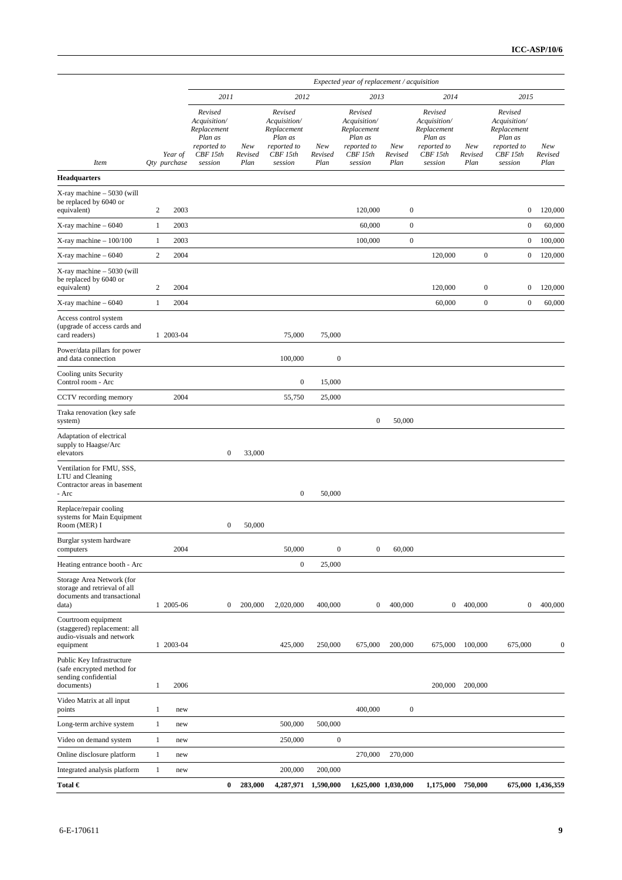| Item | Qty | Year of purchase | 2011 Revised Acquisition/ Replacement Plan as reported to CBF 15th session | 2011 New Revised Plan | 2012 Revised Acquisition/ Replacement Plan as reported to CBF 15th session | 2012 New Revised Plan | 2013 Revised Acquisition/ Replacement Plan as reported to CBF 15th session | 2013 New Revised Plan | 2014 Revised Acquisition/ Replacement Plan as reported to CBF 15th session | 2014 New Revised Plan | 2015 Revised Acquisition/ Replacement Plan as reported to CBF 15th session | 2015 New Revised Plan |
|---|---|---|---|---|---|---|---|---|---|---|---|---|
| **Headquarters** | | | | | | | | | | | | |
| X-ray machine – 5030 (will be replaced by 6040 or equivalent) | 2 | 2003 | | | | | 120,000 | 0 | | | 0 | 120,000 |
| X-ray machine – 6040 | 1 | 2003 | | | | | 60,000 | 0 | | | 0 | 60,000 |
| X-ray machine – 100/100 | 1 | 2003 | | | | | 100,000 | 0 | | | 0 | 100,000 |
| X-ray machine – 6040 | 2 | 2004 | | | | | | | 120,000 | 0 | 0 | 120,000 |
| X-ray machine – 5030 (will be replaced by 6040 or equivalent) | 2 | 2004 | | | | | | | 120,000 | 0 | 0 | 120,000 |
| X-ray machine – 6040 | 1 | 2004 | | | | | | | 60,000 | 0 | 0 | 60,000 |
| Access control system (upgrade of access cards and card readers) | 1 | 2003-04 | | | 75,000 | 75,000 | | | | | | |
| Power/data pillars for power and data connection | | | | | 100,000 | 0 | | | | | | |
| Cooling units Security Control room - Arc | | | | | 0 | 15,000 | | | | | | |
| CCTV recording memory | | 2004 | | | 55,750 | 25,000 | | | | | | |
| Traka renovation (key safe system) | | | | | | | 0 | 50,000 | | | | |
| Adaptation of electrical supply to Haagse/Arc elevators | | | 0 | 33,000 | | | | | | | | |
| Ventilation for FMU, SSS, LTU and Cleaning Contractor areas in basement - Arc | | | | | 0 | 50,000 | | | | | | |
| Replace/repair cooling systems for Main Equipment Room (MER) I | | | 0 | 50,000 | | | | | | | | |
| Burglar system hardware computers | | 2004 | | | 50,000 | 0 | 0 | 60,000 | | | | |
| Heating entrance booth - Arc | | | | | 0 | 25,000 | | | | | | |
| Storage Area Network (for storage and retrieval of all documents and transactional data) | 1 | 2005-06 | 0 | 200,000 | 2,020,000 | 400,000 | 0 | 400,000 | 0 | 400,000 | 0 | 400,000 |
| Courtroom equipment (staggered) replacement: all audio-visuals and network equipment | 1 | 2003-04 | | | 425,000 | 250,000 | 675,000 | 200,000 | 675,000 | 100,000 | 675,000 | 0 |
| Public Key Infrastructure (safe encrypted method for sending confidential documents) | 1 | 2006 | | | | | | | 200,000 | 200,000 | | |
| Video Matrix at all input points | 1 | new | | | | | 400,000 | 0 | | | | |
| Long-term archive system | 1 | new | | | 500,000 | 500,000 | | | | | | |
| Video on demand system | 1 | new | | | 250,000 | 0 | | | | | | |
| Online disclosure platform | 1 | new | | | | | 270,000 | 270,000 | | | | |
| Integrated analysis platform | 1 | new | | | 200,000 | 200,000 | | | | | | |
| **Total €** | | | **0** | **283,000** | **4,287,971** | **1,590,000** | **1,625,000** | **1,030,000** | **1,175,000** | **750,000** | **675,000** | **1,436,359** |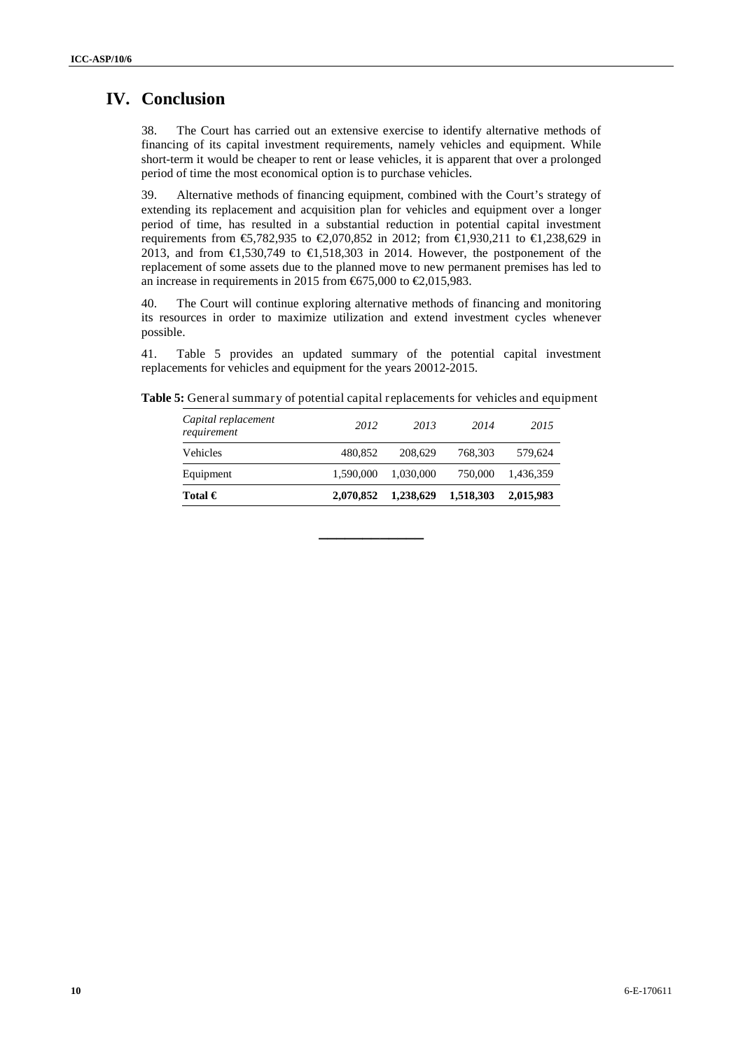# IV. Conclusion

38. The Court has carried out an extensive exercise to identify alternative methods of financing of its capital investment requirements, namely vehicles and equipment. While short-term it would be cheaper to rent or lease vehicles, it is apparent that over a prolonged period of time the most economical option is to purchase vehicles.

39. Alternative methods of financing equipment, combined with the Court's strategy of extending its replacement and acquisition plan for vehicles and equipment over a longer period of time, has resulted in a substantial reduction in potential capital investment requirements from €5,782,935 to €2,070,852 in 2012; from €1,930,211 to €1,238,629 in 2013, and from €1,530,749 to €1,518,303 in 2014. However, the postponement of the replacement of some assets due to the planned move to new permanent premises has led to an increase in requirements in 2015 from €675,000 to €2,015,983.

40. The Court will continue exploring alternative methods of financing and monitoring its resources in order to maximize utilization and extend investment cycles whenever possible.

41. Table 5 provides an updated summary of the potential capital investment replacements for vehicles and equipment for the years 20012-2015.

**Table 5:** General summary of potential capital replacements for vehicles and equipment

| *Capital replacement requirement* | *2012* | *2013* | *2014* | *2015* |
|---|---|---|---|---|
| Vehicles | 480,852 | 208,629 | 768,303 | 579,624 |
| Equipment | 1,590,000 | 1,030,000 | 750,000 | 1,436,359 |
| **Total €** | **2,070,852** | **1,238,629** | **1,518,303** | **2,015,983** |